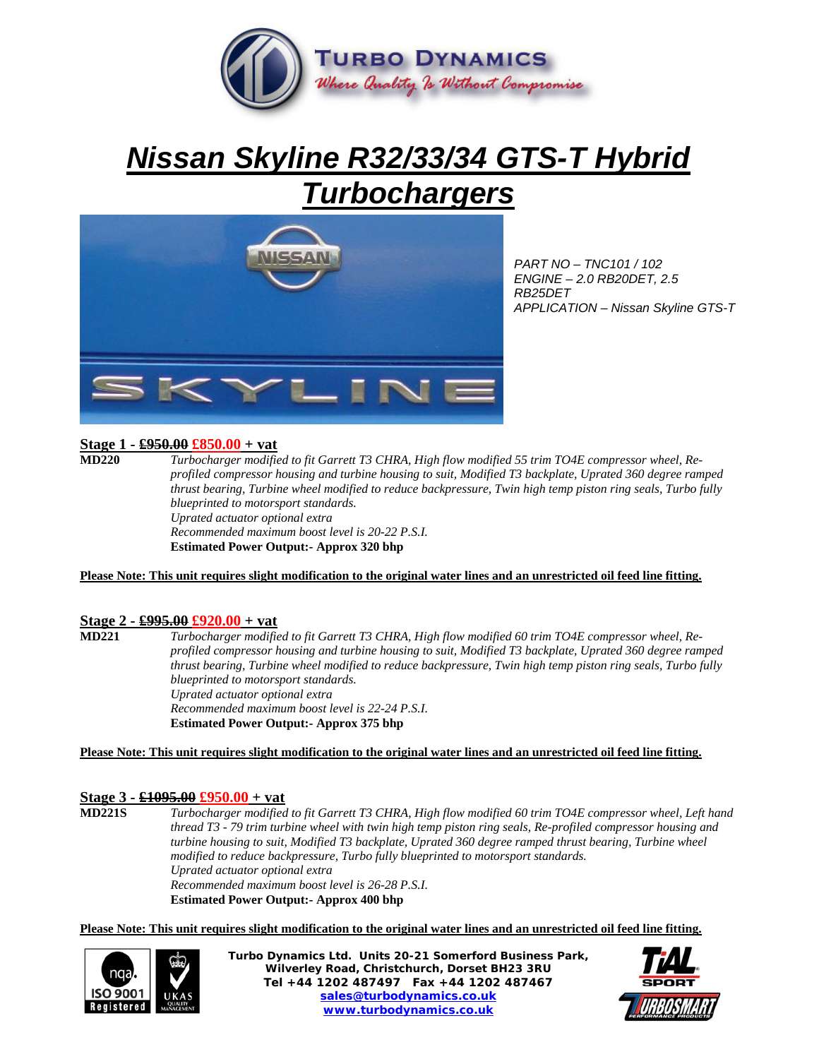# Nissan Skyline R32/33/34 GTS-T Hybrid Turbochargers

*PART NO – TNC101 / 102*
*ENGINE – 2.0 RB20DET, 2.5 RB25DET*
*APPLICATION – Nissan Skyline GTS-T*

## Stage 1 - ~~£950.00~~ £850.00 + vat

**MD220**

*Turbocharger modified to fit Garrett T3 CHRA, High flow modified 55 trim TO4E compressor wheel, Re-profiled compressor housing and turbine housing to suit, Modified T3 backplate, Uprated 360 degree ramped thrust bearing, Turbine wheel modified to reduce backpressure, Twin high temp piston ring seals, Turbo fully blueprinted to motorsport standards.*
*Uprated actuator optional extra*
*Recommended maximum boost level is 20-22 P.S.I.*
**Estimated Power Output:- Approx 320 bhp**

**Please Note: This unit requires slight modification to the original water lines and an unrestricted oil feed line fitting.**

## Stage 2 - ~~£995.00~~ £920.00 + vat

**MD221**

*Turbocharger modified to fit Garrett T3 CHRA, High flow modified 60 trim TO4E compressor wheel, Re-profiled compressor housing and turbine housing to suit, Modified T3 backplate, Uprated 360 degree ramped thrust bearing, Turbine wheel modified to reduce backpressure, Twin high temp piston ring seals, Turbo fully blueprinted to motorsport standards.*
*Uprated actuator optional extra*
*Recommended maximum boost level is 22-24 P.S.I.*
**Estimated Power Output:- Approx 375 bhp**

**Please Note: This unit requires slight modification to the original water lines and an unrestricted oil feed line fitting.**

## Stage 3 - ~~£1095.00~~ £950.00 + vat

**MD221S**

*Turbocharger modified to fit Garrett T3 CHRA, High flow modified 60 trim TO4E compressor wheel, Left hand thread T3 - 79 trim turbine wheel with twin high temp piston ring seals, Re-profiled compressor housing and turbine housing to suit, Modified T3 backplate, Uprated 360 degree ramped thrust bearing, Turbine wheel modified to reduce backpressure, Turbo fully blueprinted to motorsport standards.*
*Uprated actuator optional extra*
*Recommended maximum boost level is 26-28 P.S.I.*
**Estimated Power Output:- Approx 400 bhp**

**Please Note: This unit requires slight modification to the original water lines and an unrestricted oil feed line fitting.**

**Turbo Dynamics Ltd. Units 20-21 Somerford Business Park, Wilverley Road, Christchurch, Dorset BH23 3RU**
**Tel +44 1202 487497 Fax +44 1202 487467**
**sales@turbodynamics.co.uk**
**www.turbodynamics.co.uk**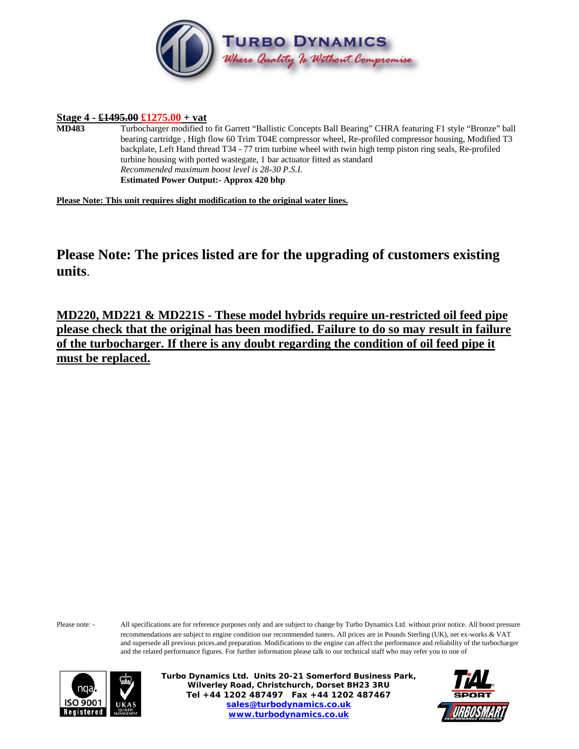**Stage 4 - ~~£1495.00~~ £1275.00 + vat**

**MD483** Turbocharger modified to fit Garrett "Ballistic Concepts Ball Bearing" CHRA featuring F1 style "Bronze" ball bearing cartridge , High flow 60 Trim T04E compressor wheel, Re-profiled compressor housing, Modified T3 backplate, Left Hand thread T34 - 77 trim turbine wheel with twin high temp piston ring seals, Re-profiled turbine housing with ported wastegate, 1 bar actuator fitted as standard
*Recommended maximum boost level is 28-30 P.S.I.*
**Estimated Power Output:- Approx 420 bhp**

**Please Note: This unit requires slight modification to the original water lines.**

## Please Note: The prices listed are for the upgrading of customers existing units.

**MD220, MD221 & MD221S - These model hybrids require un-restricted oil feed pipe please check that the original has been modified. Failure to do so may result in failure of the turbocharger. If there is any doubt regarding the condition of oil feed pipe it must be replaced.**

Please note: - All specifications are for reference purposes only and are subject to change by Turbo Dynamics Ltd. without prior notice. All boost pressure recommendations are subject to engine condition our recommended tuners. All prices are in Pounds Sterling (UK), net ex-works & VAT and supersede all previous prices.and preparation. Modifications to the engine can affect the performance and reliability of the turbocharger and the related performance figures. For further information please talk to our technical staff who may refer you to one of

**Turbo Dynamics Ltd. Units 20-21 Somerford Business Park, Wilverley Road, Christchurch, Dorset BH23 3RU**
**Tel +44 1202 487497 Fax +44 1202 487467**
**sales@turbodynamics.co.uk**
**www.turbodynamics.co.uk**